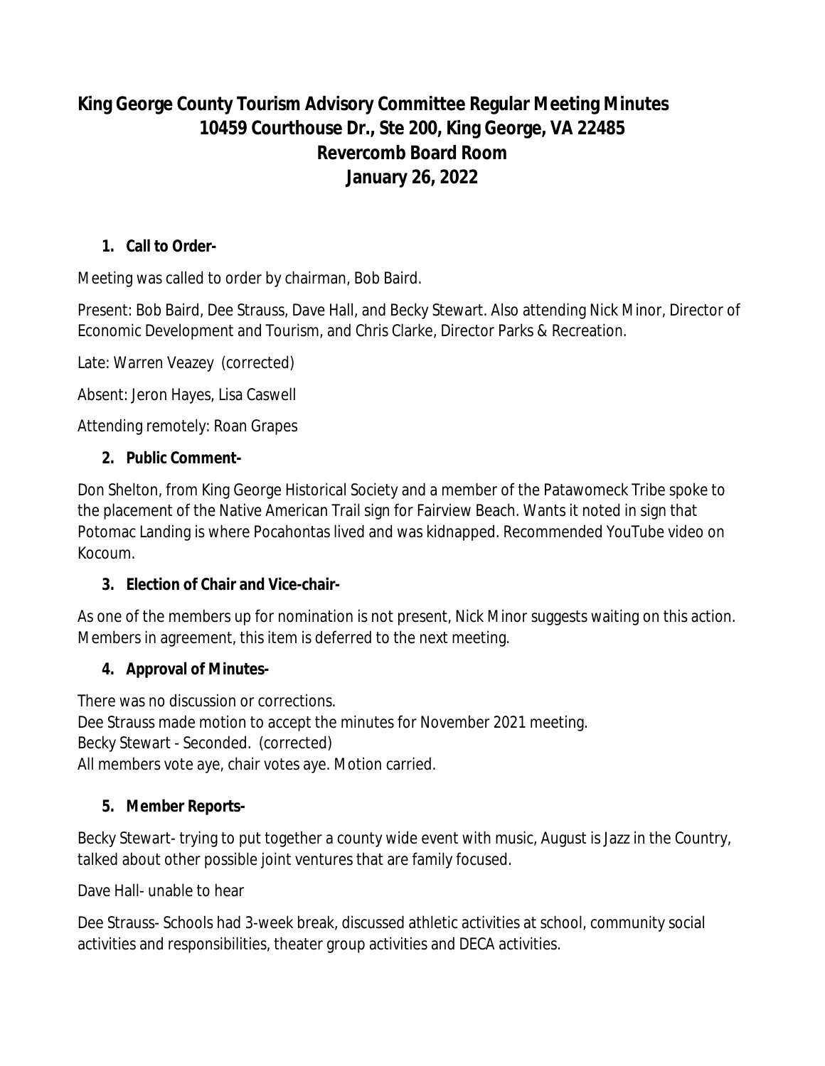# King George County Tourism Advisory Committee Regular Meeting Minutes
## 10459 Courthouse Dr., Ste 200, King George, VA 22485
## Revercomb Board Room
## January 26, 2022

1. **Call to Order-**

Meeting was called to order by chairman, Bob Baird.

Present: Bob Baird, Dee Strauss, Dave Hall, and Becky Stewart. Also attending Nick Minor, Director of Economic Development and Tourism, and Chris Clarke, Director Parks & Recreation.

Late: Warren Veazey (corrected)

Absent: Jeron Hayes, Lisa Caswell

Attending remotely: Roan Grapes

2. **Public Comment-**

Don Shelton, from King George Historical Society and a member of the Patawomeck Tribe spoke to the placement of the Native American Trail sign for Fairview Beach. Wants it noted in sign that Potomac Landing is where Pocahontas lived and was kidnapped. Recommended YouTube video on Kocoum.

3. **Election of Chair and Vice-chair-**

As one of the members up for nomination is not present, Nick Minor suggests waiting on this action. Members in agreement, this item is deferred to the next meeting.

4. **Approval of Minutes-**

There was no discussion or corrections.
Dee Strauss made motion to accept the minutes for November 2021 meeting.
Becky Stewart - Seconded. (corrected)
All members vote aye, chair votes aye. Motion carried.

5. **Member Reports-**

Becky Stewart- trying to put together a county wide event with music, August is Jazz in the Country, talked about other possible joint ventures that are family focused.

Dave Hall- unable to hear

Dee Strauss- Schools had 3-week break, discussed athletic activities at school, community social activities and responsibilities, theater group activities and DECA activities.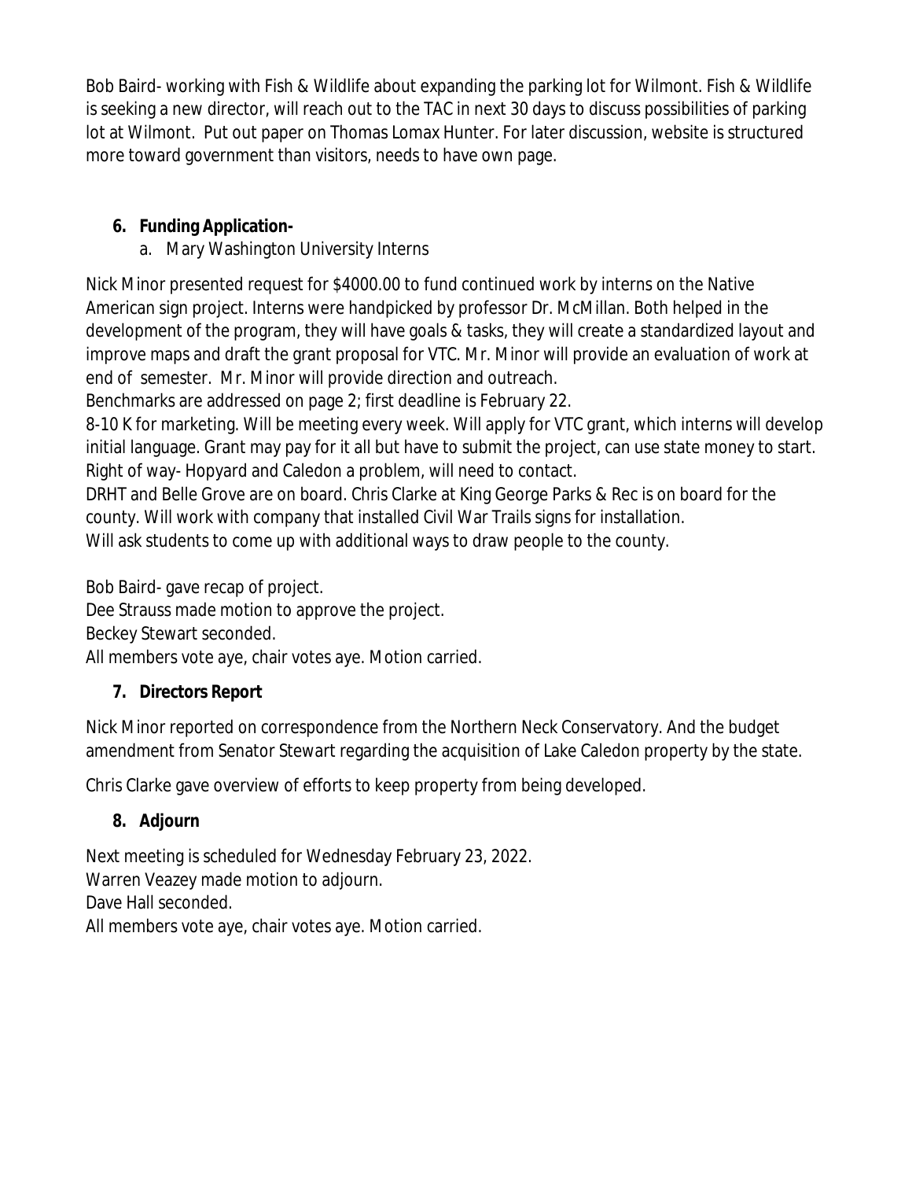Bob Baird- working with Fish & Wildlife about expanding the parking lot for Wilmont. Fish & Wildlife is seeking a new director, will reach out to the TAC in next 30 days to discuss possibilities of parking lot at Wilmont. Put out paper on Thomas Lomax Hunter. For later discussion, website is structured more toward government than visitors, needs to have own page.

**6. Funding Application-**

a. Mary Washington University Interns

Nick Minor presented request for $4000.00 to fund continued work by interns on the Native American sign project. Interns were handpicked by professor Dr. McMillan. Both helped in the development of the program, they will have goals & tasks, they will create a standardized layout and improve maps and draft the grant proposal for VTC. Mr. Minor will provide an evaluation of work at end of semester. Mr. Minor will provide direction and outreach.
Benchmarks are addressed on page 2; first deadline is February 22.
8-10 K for marketing. Will be meeting every week. Will apply for VTC grant, which interns will develop initial language. Grant may pay for it all but have to submit the project, can use state money to start.
Right of way- Hopyard and Caledon a problem, will need to contact.
DRHT and Belle Grove are on board. Chris Clarke at King George Parks & Rec is on board for the county. Will work with company that installed Civil War Trails signs for installation.
Will ask students to come up with additional ways to draw people to the county.

Bob Baird- gave recap of project.
Dee Strauss made motion to approve the project.
Beckey Stewart seconded.
All members vote aye, chair votes aye. Motion carried.

**7. Directors Report**

Nick Minor reported on correspondence from the Northern Neck Conservatory. And the budget amendment from Senator Stewart regarding the acquisition of Lake Caledon property by the state.

Chris Clarke gave overview of efforts to keep property from being developed.

**8. Adjourn**

Next meeting is scheduled for Wednesday February 23, 2022.
Warren Veazey made motion to adjourn.
Dave Hall seconded.
All members vote aye, chair votes aye. Motion carried.